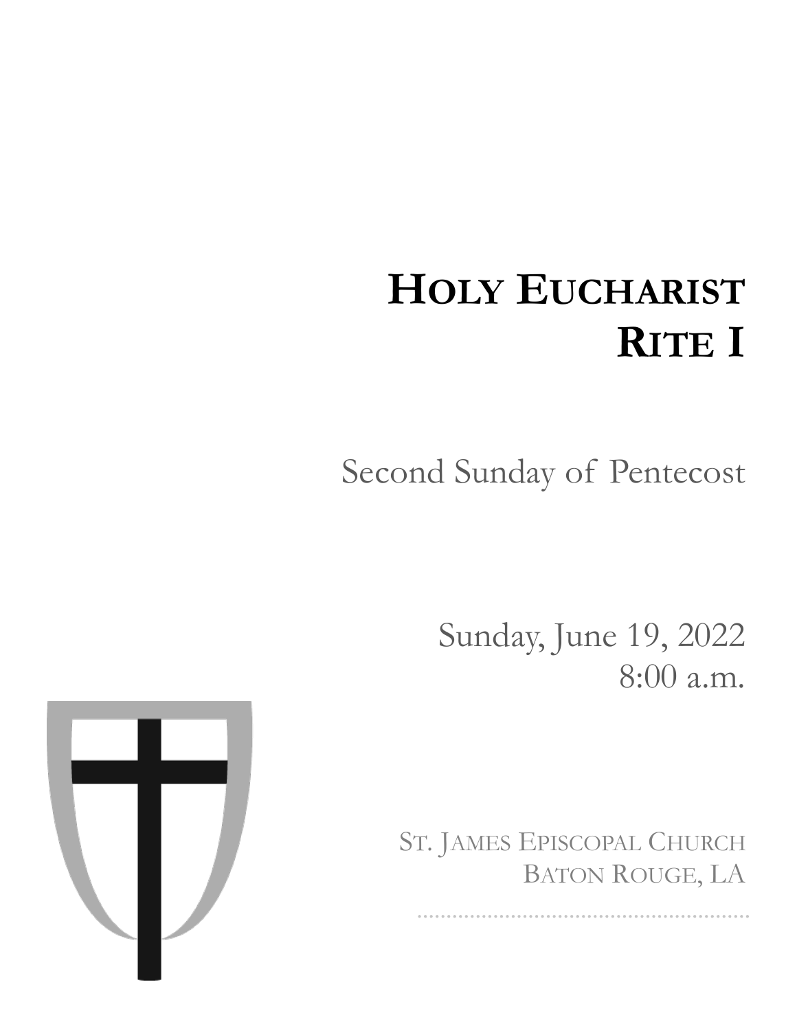# Holy Eucharist
# Rite I

Second Sunday of Pentecost

Sunday, June 19, 2022
8:00 a.m.

St. James Episcopal Church
Baton Rouge, LA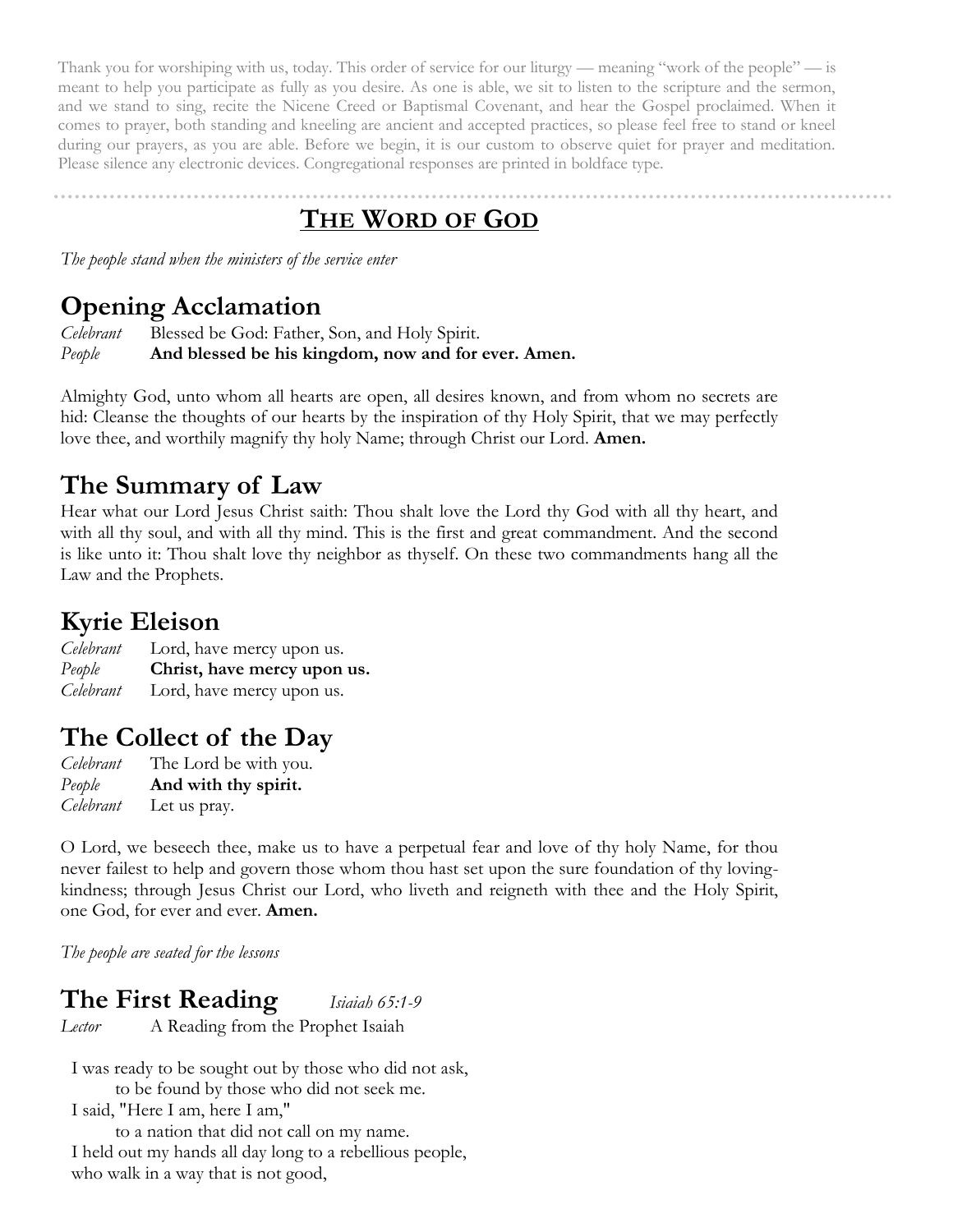Thank you for worshiping with us, today. This order of service for our liturgy — meaning "work of the people" — is meant to help you participate as fully as you desire. As one is able, we sit to listen to the scripture and the sermon, and we stand to sing, recite the Nicene Creed or Baptismal Covenant, and hear the Gospel proclaimed. When it comes to prayer, both standing and kneeling are ancient and accepted practices, so please feel free to stand or kneel during our prayers, as you are able. Before we begin, it is our custom to observe quiet for prayer and meditation. Please silence any electronic devices. Congregational responses are printed in boldface type.

---

# THE WORD OF GOD

*The people stand when the ministers of the service enter*

## Opening Acclamation

*Celebrant* Blessed be God: Father, Son, and Holy Spirit.
*People* **And blessed be his kingdom, now and for ever. Amen.**

Almighty God, unto whom all hearts are open, all desires known, and from whom no secrets are hid: Cleanse the thoughts of our hearts by the inspiration of thy Holy Spirit, that we may perfectly love thee, and worthily magnify thy holy Name; through Christ our Lord. **Amen.**

## The Summary of Law

Hear what our Lord Jesus Christ saith: Thou shalt love the Lord thy God with all thy heart, and with all thy soul, and with all thy mind. This is the first and great commandment. And the second is like unto it: Thou shalt love thy neighbor as thyself. On these two commandments hang all the Law and the Prophets.

## Kyrie Eleison

*Celebrant* Lord, have mercy upon us.
*People* **Christ, have mercy upon us.**
*Celebrant* Lord, have mercy upon us.

## The Collect of the Day

*Celebrant* The Lord be with you.
*People* **And with thy spirit.**
*Celebrant* Let us pray.

O Lord, we beseech thee, make us to have a perpetual fear and love of thy holy Name, for thou never failest to help and govern those whom thou hast set upon the sure foundation of thy loving-kindness; through Jesus Christ our Lord, who liveth and reigneth with thee and the Holy Spirit, one God, for ever and ever. **Amen.**

*The people are seated for the lessons*

## The First Reading *Isiaah 65:1-9*

*Lector* A Reading from the Prophet Isaiah

I was ready to be sought out by those who did not ask,
to be found by those who did not seek me.
I said, "Here I am, here I am,"
to a nation that did not call on my name.
I held out my hands all day long to a rebellious people,
who walk in a way that is not good,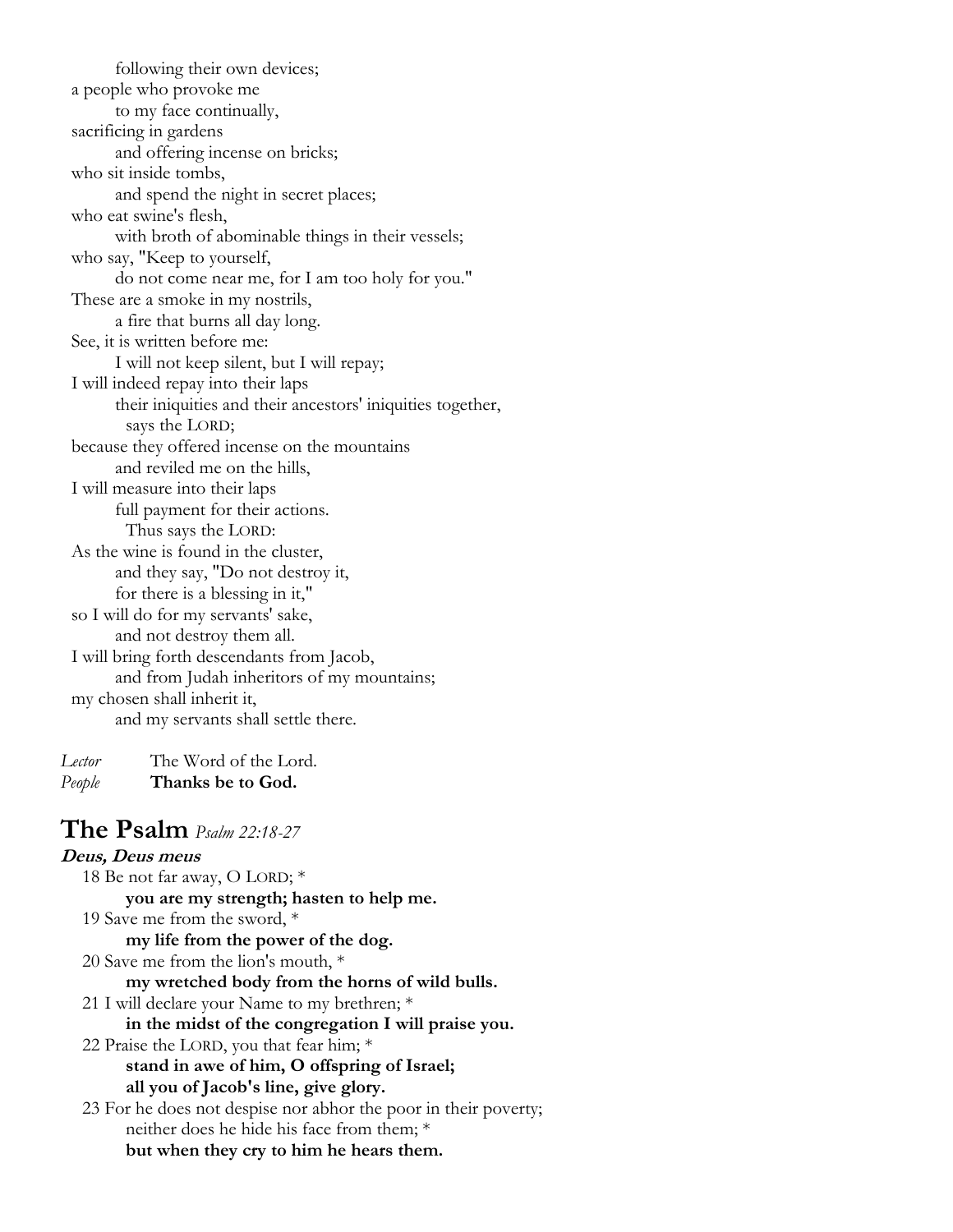following their own devices;
a people who provoke me
to my face continually,
sacrificing in gardens
and offering incense on bricks;
who sit inside tombs,
and spend the night in secret places;
who eat swine's flesh,
with broth of abominable things in their vessels;
who say, "Keep to yourself,
do not come near me, for I am too holy for you."
These are a smoke in my nostrils,
a fire that burns all day long.
See, it is written before me:
I will not keep silent, but I will repay;
I will indeed repay into their laps
their iniquities and their ancestors' iniquities together,
says the LORD;
because they offered incense on the mountains
and reviled me on the hills,
I will measure into their laps
full payment for their actions.
Thus says the LORD:
As the wine is found in the cluster,
and they say, "Do not destroy it,
for there is a blessing in it,"
so I will do for my servants' sake,
and not destroy them all.
I will bring forth descendants from Jacob,
and from Judah inheritors of my mountains;
my chosen shall inherit it,
and my servants shall settle there.

*Lector* The Word of the Lord.
*People* **Thanks be to God.**

## The Psalm *Psalm 22:18-27*

***Deus, Deus meus***

18 Be not far away, O LORD; *
**you are my strength; hasten to help me.**
19 Save me from the sword, *
**my life from the power of the dog.**
20 Save me from the lion's mouth, *
**my wretched body from the horns of wild bulls.**
21 I will declare your Name to my brethren; *
**in the midst of the congregation I will praise you.**
22 Praise the LORD, you that fear him; *
**stand in awe of him, O offspring of Israel;**
**all you of Jacob's line, give glory.**
23 For he does not despise nor abhor the poor in their poverty;
neither does he hide his face from them; *
**but when they cry to him he hears them.**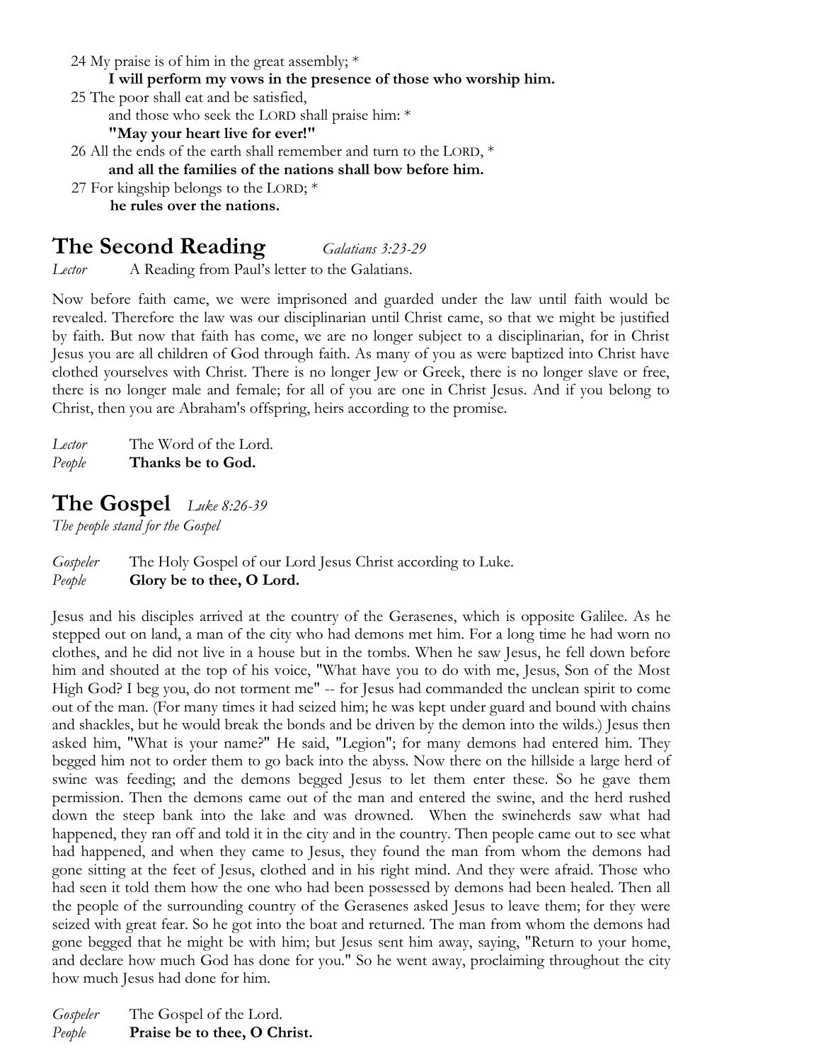24 My praise is of him in the great assembly; *
**I will perform my vows in the presence of those who worship him.**
25 The poor shall eat and be satisfied,
and those who seek the LORD shall praise him: *
**"May your heart live for ever!"**
26 All the ends of the earth shall remember and turn to the LORD, *
**and all the families of the nations shall bow before him.**
27 For kingship belongs to the LORD; *
**he rules over the nations.**

## The Second Reading *Galatians 3:23-29*

*Lector* A Reading from Paul's letter to the Galatians.

Now before faith came, we were imprisoned and guarded under the law until faith would be revealed. Therefore the law was our disciplinarian until Christ came, so that we might be justified by faith. But now that faith has come, we are no longer subject to a disciplinarian, for in Christ Jesus you are all children of God through faith. As many of you as were baptized into Christ have clothed yourselves with Christ. There is no longer Jew or Greek, there is no longer slave or free, there is no longer male and female; for all of you are one in Christ Jesus. And if you belong to Christ, then you are Abraham's offspring, heirs according to the promise.

*Lector* The Word of the Lord.
*People* **Thanks be to God.**

## The Gospel *Luke 8:26-39*

*The people stand for the Gospel*

*Gospeler* The Holy Gospel of our Lord Jesus Christ according to Luke.
*People* **Glory be to thee, O Lord.**

Jesus and his disciples arrived at the country of the Gerasenes, which is opposite Galilee. As he stepped out on land, a man of the city who had demons met him. For a long time he had worn no clothes, and he did not live in a house but in the tombs. When he saw Jesus, he fell down before him and shouted at the top of his voice, "What have you to do with me, Jesus, Son of the Most High God? I beg you, do not torment me" -- for Jesus had commanded the unclean spirit to come out of the man. (For many times it had seized him; he was kept under guard and bound with chains and shackles, but he would break the bonds and be driven by the demon into the wilds.) Jesus then asked him, "What is your name?" He said, "Legion"; for many demons had entered him. They begged him not to order them to go back into the abyss. Now there on the hillside a large herd of swine was feeding; and the demons begged Jesus to let them enter these. So he gave them permission. Then the demons came out of the man and entered the swine, and the herd rushed down the steep bank into the lake and was drowned. When the swineherds saw what had happened, they ran off and told it in the city and in the country. Then people came out to see what had happened, and when they came to Jesus, they found the man from whom the demons had gone sitting at the feet of Jesus, clothed and in his right mind. And they were afraid. Those who had seen it told them how the one who had been possessed by demons had been healed. Then all the people of the surrounding country of the Gerasenes asked Jesus to leave them; for they were seized with great fear. So he got into the boat and returned. The man from whom the demons had gone begged that he might be with him; but Jesus sent him away, saying, "Return to your home, and declare how much God has done for you." So he went away, proclaiming throughout the city how much Jesus had done for him.

*Gospeler* The Gospel of the Lord.
*People* **Praise be to thee, O Christ.**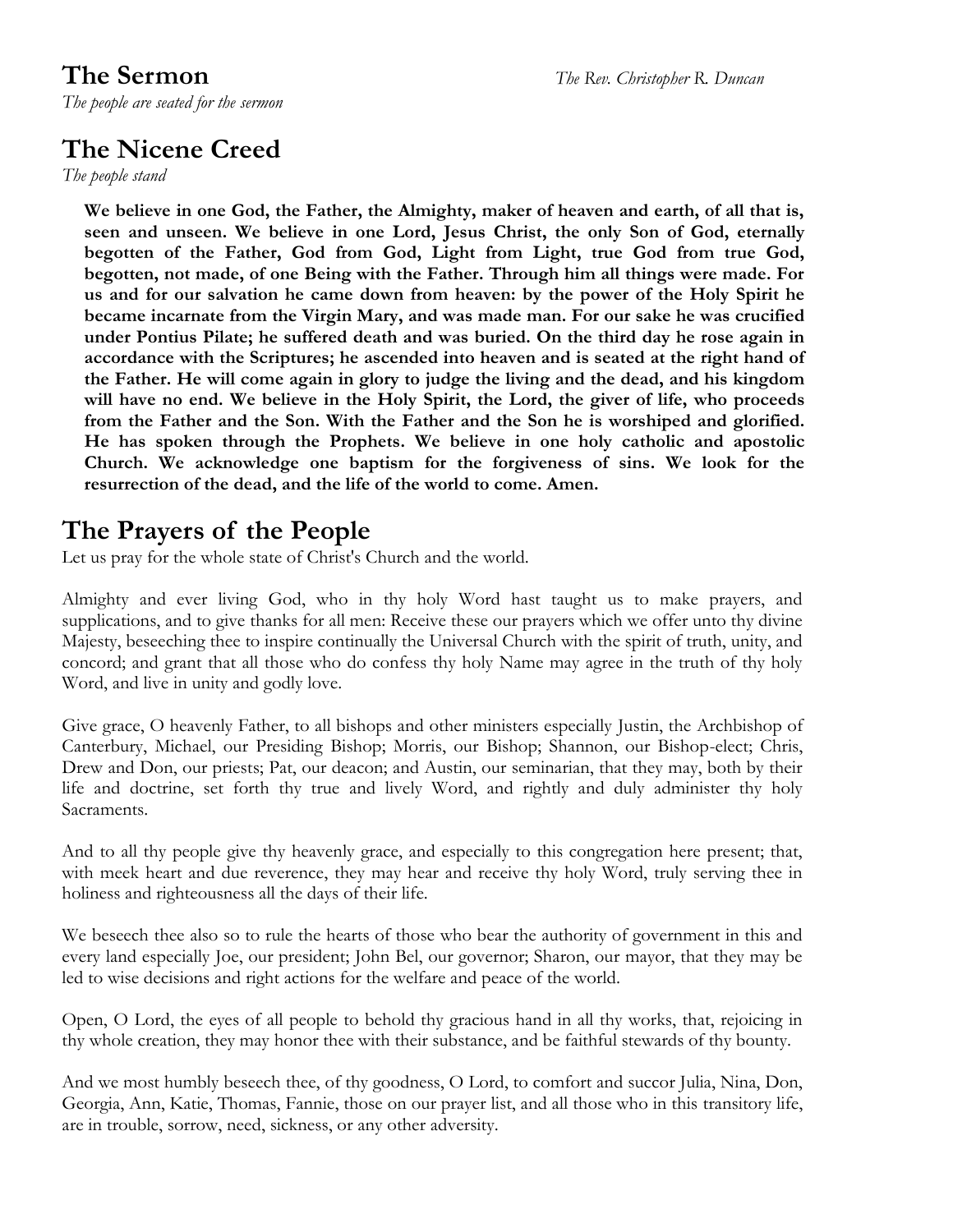## The Sermon

*The Rev. Christopher R. Duncan*

*The people are seated for the sermon*

## The Nicene Creed

*The people stand*

**We believe in one God, the Father, the Almighty, maker of heaven and earth, of all that is, seen and unseen. We believe in one Lord, Jesus Christ, the only Son of God, eternally begotten of the Father, God from God, Light from Light, true God from true God, begotten, not made, of one Being with the Father. Through him all things were made. For us and for our salvation he came down from heaven: by the power of the Holy Spirit he became incarnate from the Virgin Mary, and was made man. For our sake he was crucified under Pontius Pilate; he suffered death and was buried. On the third day he rose again in accordance with the Scriptures; he ascended into heaven and is seated at the right hand of the Father. He will come again in glory to judge the living and the dead, and his kingdom will have no end. We believe in the Holy Spirit, the Lord, the giver of life, who proceeds from the Father and the Son. With the Father and the Son he is worshiped and glorified. He has spoken through the Prophets. We believe in one holy catholic and apostolic Church. We acknowledge one baptism for the forgiveness of sins. We look for the resurrection of the dead, and the life of the world to come. Amen.**

## The Prayers of the People

Let us pray for the whole state of Christ's Church and the world.

Almighty and ever living God, who in thy holy Word hast taught us to make prayers, and supplications, and to give thanks for all men: Receive these our prayers which we offer unto thy divine Majesty, beseeching thee to inspire continually the Universal Church with the spirit of truth, unity, and concord; and grant that all those who do confess thy holy Name may agree in the truth of thy holy Word, and live in unity and godly love.

Give grace, O heavenly Father, to all bishops and other ministers especially Justin, the Archbishop of Canterbury, Michael, our Presiding Bishop; Morris, our Bishop; Shannon, our Bishop-elect; Chris, Drew and Don, our priests; Pat, our deacon; and Austin, our seminarian, that they may, both by their life and doctrine, set forth thy true and lively Word, and rightly and duly administer thy holy Sacraments.

And to all thy people give thy heavenly grace, and especially to this congregation here present; that, with meek heart and due reverence, they may hear and receive thy holy Word, truly serving thee in holiness and righteousness all the days of their life.

We beseech thee also so to rule the hearts of those who bear the authority of government in this and every land especially Joe, our president; John Bel, our governor; Sharon, our mayor, that they may be led to wise decisions and right actions for the welfare and peace of the world.

Open, O Lord, the eyes of all people to behold thy gracious hand in all thy works, that, rejoicing in thy whole creation, they may honor thee with their substance, and be faithful stewards of thy bounty.

And we most humbly beseech thee, of thy goodness, O Lord, to comfort and succor Julia, Nina, Don, Georgia, Ann, Katie, Thomas, Fannie, those on our prayer list, and all those who in this transitory life, are in trouble, sorrow, need, sickness, or any other adversity.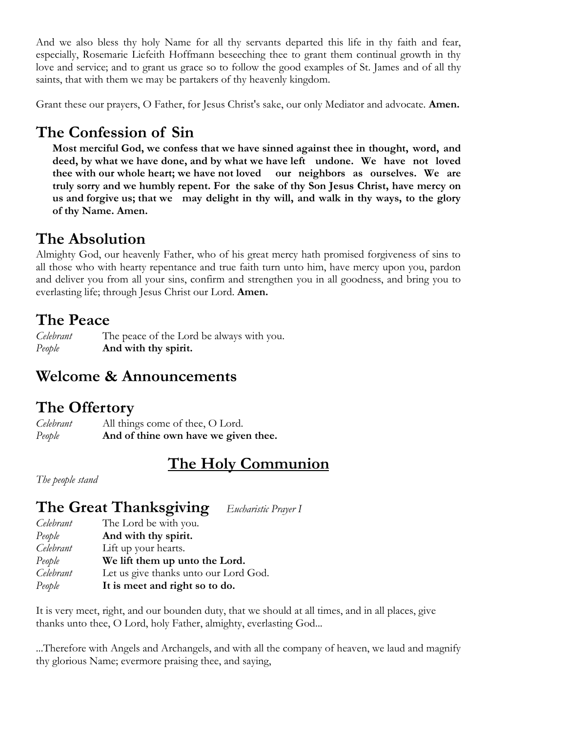And we also bless thy holy Name for all thy servants departed this life in thy faith and fear, especially, Rosemarie Liefeith Hoffmann beseeching thee to grant them continual growth in thy love and service; and to grant us grace so to follow the good examples of St. James and of all thy saints, that with them we may be partakers of thy heavenly kingdom.

Grant these our prayers, O Father, for Jesus Christ's sake, our only Mediator and advocate. **Amen.**

## The Confession of Sin

**Most merciful God, we confess that we have sinned against thee in thought, word, and deed, by what we have done, and by what we have left undone. We have not loved thee with our whole heart; we have not loved our neighbors as ourselves. We are truly sorry and we humbly repent. For the sake of thy Son Jesus Christ, have mercy on us and forgive us; that we may delight in thy will, and walk in thy ways, to the glory of thy Name. Amen.**

## The Absolution

Almighty God, our heavenly Father, who of his great mercy hath promised forgiveness of sins to all those who with hearty repentance and true faith turn unto him, have mercy upon you, pardon and deliver you from all your sins, confirm and strengthen you in all goodness, and bring you to everlasting life; through Jesus Christ our Lord. **Amen.**

## The Peace

*Celebrant* The peace of the Lord be always with you.
*People* **And with thy spirit.**

## Welcome & Announcements

## The Offertory

*Celebrant* All things come of thee, O Lord.
*People* **And of thine own have we given thee.**

# The Holy Communion

*The people stand*

## The Great Thanksgiving *Eucharistic Prayer I*

*Celebrant* The Lord be with you.
*People* **And with thy spirit.**
*Celebrant* Lift up your hearts.
*People* **We lift them up unto the Lord.**
*Celebrant* Let us give thanks unto our Lord God.
*People* **It is meet and right so to do.**

It is very meet, right, and our bounden duty, that we should at all times, and in all places, give thanks unto thee, O Lord, holy Father, almighty, everlasting God...

...Therefore with Angels and Archangels, and with all the company of heaven, we laud and magnify thy glorious Name; evermore praising thee, and saying,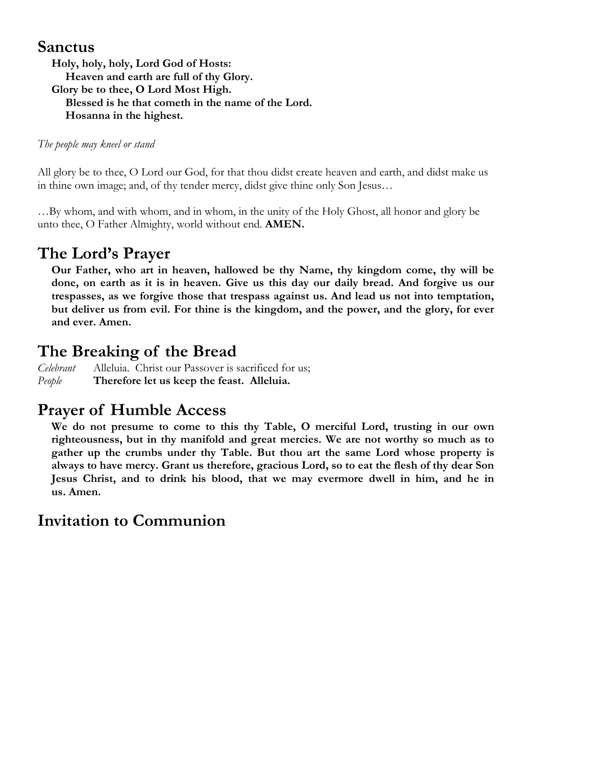## Sanctus

**Holy, holy, holy, Lord God of Hosts:**
**Heaven and earth are full of thy Glory.**
**Glory be to thee, O Lord Most High.**
**Blessed is he that cometh in the name of the Lord.**
**Hosanna in the highest.**

*The people may kneel or stand*

All glory be to thee, O Lord our God, for that thou didst create heaven and earth, and didst make us in thine own image; and, of thy tender mercy, didst give thine only Son Jesus…

…By whom, and with whom, and in whom, in the unity of the Holy Ghost, all honor and glory be unto thee, O Father Almighty, world without end. **AMEN.**

## The Lord's Prayer

**Our Father, who art in heaven, hallowed be thy Name, thy kingdom come, thy will be done, on earth as it is in heaven. Give us this day our daily bread. And forgive us our trespasses, as we forgive those that trespass against us. And lead us not into temptation, but deliver us from evil. For thine is the kingdom, and the power, and the glory, for ever and ever. Amen.**

## The Breaking of the Bread

*Celebrant* Alleluia. Christ our Passover is sacrificed for us;
*People* **Therefore let us keep the feast. Alleluia.**

## Prayer of Humble Access

**We do not presume to come to this thy Table, O merciful Lord, trusting in our own righteousness, but in thy manifold and great mercies. We are not worthy so much as to gather up the crumbs under thy Table. But thou art the same Lord whose property is always to have mercy. Grant us therefore, gracious Lord, so to eat the flesh of thy dear Son Jesus Christ, and to drink his blood, that we may evermore dwell in him, and he in us. Amen.**

## Invitation to Communion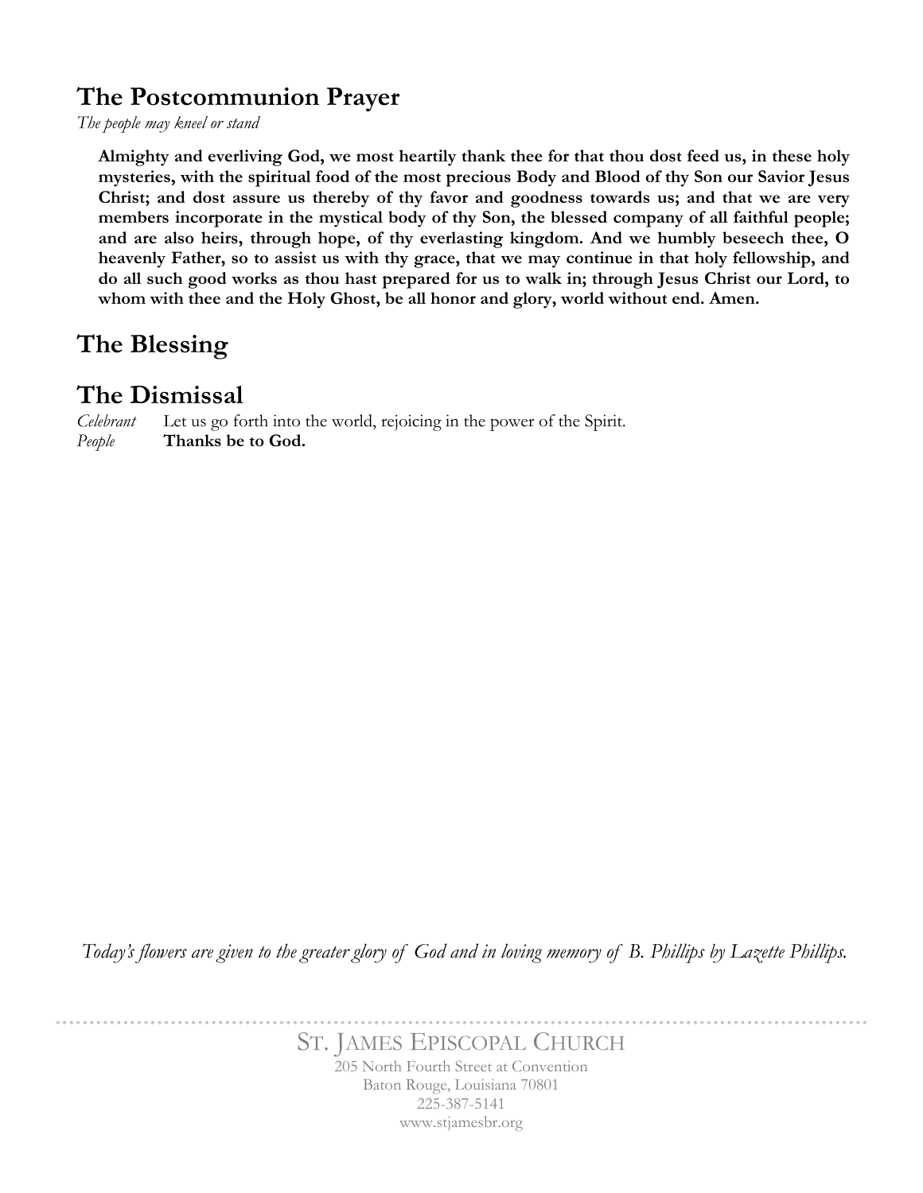## The Postcommunion Prayer

*The people may kneel or stand*

**Almighty and everliving God, we most heartily thank thee for that thou dost feed us, in these holy mysteries, with the spiritual food of the most precious Body and Blood of thy Son our Savior Jesus Christ; and dost assure us thereby of thy favor and goodness towards us; and that we are very members incorporate in the mystical body of thy Son, the blessed company of all faithful people; and are also heirs, through hope, of thy everlasting kingdom. And we humbly beseech thee, O heavenly Father, so to assist us with thy grace, that we may continue in that holy fellowship, and do all such good works as thou hast prepared for us to walk in; through Jesus Christ our Lord, to whom with thee and the Holy Ghost, be all honor and glory, world without end. Amen.**

## The Blessing

## The Dismissal

*Celebrant* Let us go forth into the world, rejoicing in the power of the Spirit.
*People* **Thanks be to God.**

*Today's flowers are given to the greater glory of God and in loving memory of B. Phillips by Lazette Phillips.*

ST. JAMES EPISCOPAL CHURCH
205 North Fourth Street at Convention
Baton Rouge, Louisiana 70801
225-387-5141
www.stjamesbr.org